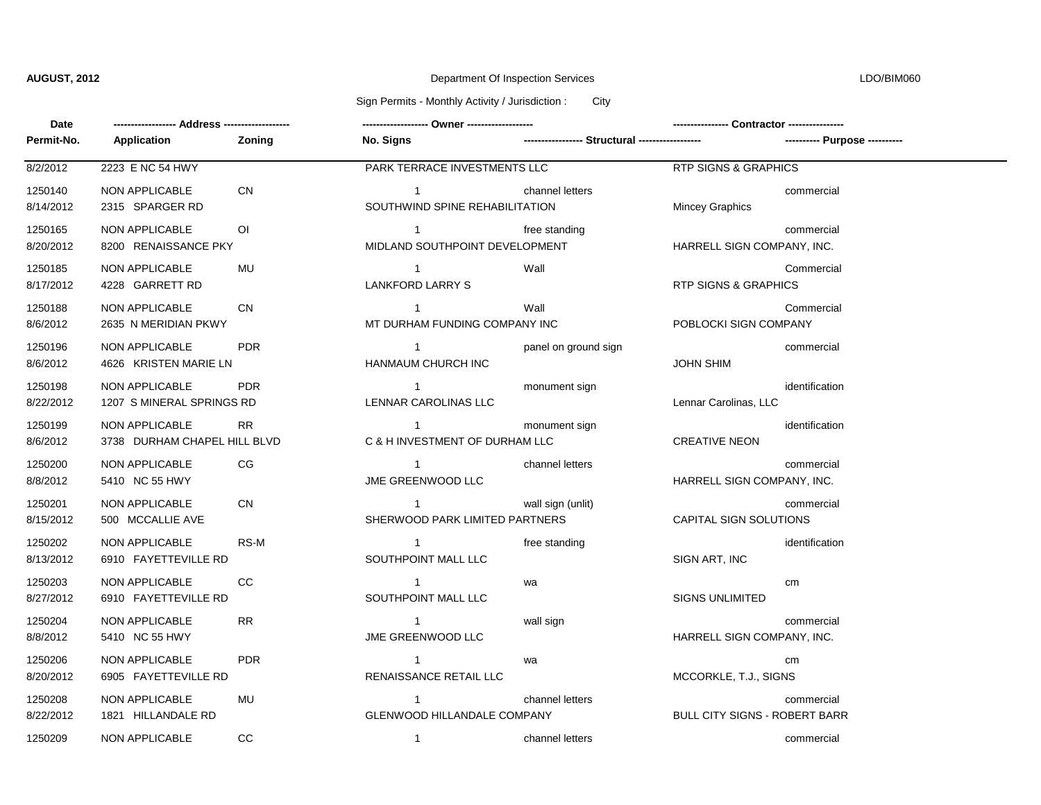**AUGUST, 2012** Department Of Inspection Services LDO/BIM060

Sign Permits - Monthly Activity / Jurisdiction : City

| Date | Permit-No. | Address | Application | Zoning | Owner | No. Signs | Structural | Contractor | Purpose |
|---|---|---|---|---|---|---|---|---|---|
| 8/2/2012 | 1250140 | 2223 E NC 54 HWY | NON APPLICABLE | CN | PARK TERRACE INVESTMENTS LLC | 1 | channel letters | RTP SIGNS & GRAPHICS | commercial |
| 8/14/2012 | 1250165 | 2315 SPARGER RD | NON APPLICABLE | OI | SOUTHWIND SPINE REHABILITATION | 1 | free standing | Mincey Graphics | commercial |
| 8/20/2012 | 1250185 | 8200 RENAISSANCE PKY | NON APPLICABLE | MU | MIDLAND SOUTHPOINT DEVELOPMENT | 1 | Wall | HARRELL SIGN COMPANY, INC. | Commercial |
| 8/17/2012 | 1250188 | 4228 GARRETT RD | NON APPLICABLE | CN | LANKFORD LARRY S | 1 | Wall | RTP SIGNS & GRAPHICS | Commercial |
| 8/6/2012 | 1250196 | 2635 N MERIDIAN PKWY | NON APPLICABLE | PDR | MT DURHAM FUNDING COMPANY INC | 1 | panel on ground sign | POBLOCKI SIGN COMPANY | commercial |
| 8/6/2012 | 1250198 | 4626 KRISTEN MARIE LN | NON APPLICABLE | PDR | HANMAUM CHURCH INC | 1 | monument sign | JOHN SHIM | identification |
| 8/22/2012 | 1250199 | 1207 S MINERAL SPRINGS RD | NON APPLICABLE | RR | LENNAR CAROLINAS LLC | 1 | monument sign | Lennar Carolinas, LLC | identification |
| 8/6/2012 | 1250200 | 3738 DURHAM CHAPEL HILL BLVD | NON APPLICABLE | CG | C & H INVESTMENT OF DURHAM LLC | 1 | channel letters | CREATIVE NEON | commercial |
| 8/8/2012 | 1250201 | 5410 NC 55 HWY | NON APPLICABLE | CN | JME GREENWOOD LLC | 1 | wall sign (unlit) | HARRELL SIGN COMPANY, INC. | commercial |
| 8/15/2012 | 1250202 | 500 MCCALLIE AVE | NON APPLICABLE | RS-M | SHERWOOD PARK LIMITED PARTNERS | 1 | free standing | CAPITAL SIGN SOLUTIONS | identification |
| 8/13/2012 | 1250203 | 6910 FAYETTEVILLE RD | NON APPLICABLE | CC | SOUTHPOINT MALL LLC | 1 | wa | SIGN ART, INC | cm |
| 8/27/2012 | 1250204 | 6910 FAYETTEVILLE RD | NON APPLICABLE | RR | SOUTHPOINT MALL LLC | 1 | wall sign | SIGNS UNLIMITED | commercial |
| 8/8/2012 | 1250206 | 5410 NC 55 HWY | NON APPLICABLE | PDR | JME GREENWOOD LLC | 1 | wa | HARRELL SIGN COMPANY, INC. | cm |
| 8/20/2012 | 1250208 | 6905 FAYETTEVILLE RD | NON APPLICABLE | MU | RENAISSANCE RETAIL LLC | 1 | channel letters | MCCORKLE, T.J., SIGNS | commercial |
| 8/22/2012 | 1250209 | 1821 HILLANDALE RD | NON APPLICABLE | CC | GLENWOOD HILLANDALE COMPANY | 1 | channel letters | BULL CITY SIGNS - ROBERT BARR | commercial |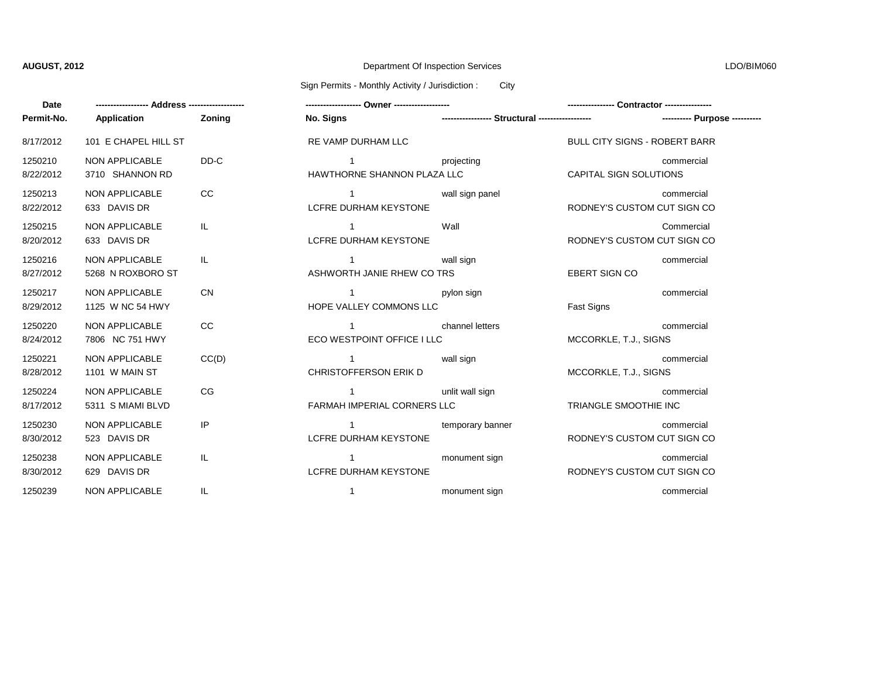AUGUST, 2012 | Department Of Inspection Services | LDO/BIM060

Sign Permits - Monthly Activity / Jurisdiction : City

| Date | Address | | Owner | | Contractor |
|---|---|---|---|---|---|
| Permit-No. | Application | Zoning | No. Signs | Structural | Purpose |
| 8/17/2012 | 101 E CHAPEL HILL ST | | RE VAMP DURHAM LLC | | BULL CITY SIGNS - ROBERT BARR |
| 1250210 | NON APPLICABLE | DD-C | 1 | projecting | commercial |
| 8/22/2012 | 3710 SHANNON RD | | HAWTHORNE SHANNON PLAZA LLC | | CAPITAL SIGN SOLUTIONS |
| 1250213 | NON APPLICABLE | CC | 1 | wall sign panel | commercial |
| 8/22/2012 | 633 DAVIS DR | | LCFRE DURHAM KEYSTONE | | RODNEY'S CUSTOM CUT SIGN CO |
| 1250215 | NON APPLICABLE | IL | 1 | Wall | Commercial |
| 8/20/2012 | 633 DAVIS DR | | LCFRE DURHAM KEYSTONE | | RODNEY'S CUSTOM CUT SIGN CO |
| 1250216 | NON APPLICABLE | IL | 1 | wall sign | commercial |
| 8/27/2012 | 5268 N ROXBORO ST | | ASHWORTH JANIE RHEW CO TRS | | EBERT SIGN CO |
| 1250217 | NON APPLICABLE | CN | 1 | pylon sign | commercial |
| 8/29/2012 | 1125 W NC 54 HWY | | HOPE VALLEY COMMONS LLC | | Fast Signs |
| 1250220 | NON APPLICABLE | CC | 1 | channel letters | commercial |
| 8/24/2012 | 7806 NC 751 HWY | | ECO WESTPOINT OFFICE I LLC | | MCCORKLE, T.J., SIGNS |
| 1250221 | NON APPLICABLE | CC(D) | 1 | wall sign | commercial |
| 8/28/2012 | 1101 W MAIN ST | | CHRISTOFFERSON ERIK D | | MCCORKLE, T.J., SIGNS |
| 1250224 | NON APPLICABLE | CG | 1 | unlit wall sign | commercial |
| 8/17/2012 | 5311 S MIAMI BLVD | | FARMAH IMPERIAL CORNERS LLC | | TRIANGLE SMOOTHIE INC |
| 1250230 | NON APPLICABLE | IP | 1 | temporary banner | commercial |
| 8/30/2012 | 523 DAVIS DR | | LCFRE DURHAM KEYSTONE | | RODNEY'S CUSTOM CUT SIGN CO |
| 1250238 | NON APPLICABLE | IL | 1 | monument sign | commercial |
| 8/30/2012 | 629 DAVIS DR | | LCFRE DURHAM KEYSTONE | | RODNEY'S CUSTOM CUT SIGN CO |
| 1250239 | NON APPLICABLE | IL | 1 | monument sign | commercial |